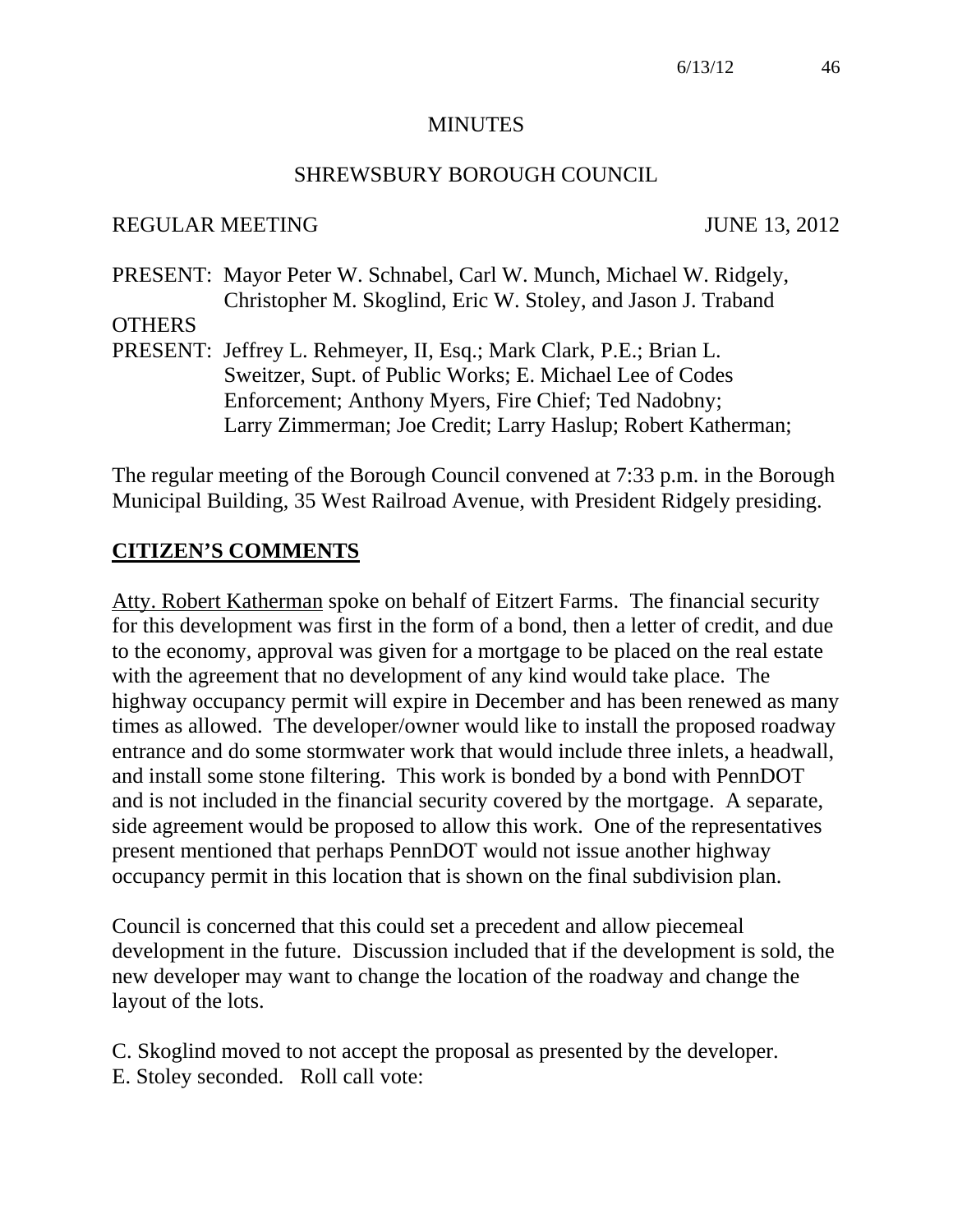MINUTES

SHREWSBURY BOROUGH COUNCIL

REGULAR MEETING JUNE 13, 2012

PRESENT: Mayor Peter W. Schnabel, Carl W. Munch, Michael W. Ridgely, Christopher M. Skoglind, Eric W. Stoley, and Jason J. Traband

OTHERS PRESENT: Jeffrey L. Rehmeyer, II, Esq.; Mark Clark, P.E.; Brian L. Sweitzer, Supt. of Public Works; E. Michael Lee of Codes Enforcement; Anthony Myers, Fire Chief; Ted Nadobny; Larry Zimmerman; Joe Credit; Larry Haslup; Robert Katherman;

The regular meeting of the Borough Council convened at 7:33 p.m. in the Borough Municipal Building, 35 West Railroad Avenue, with President Ridgely presiding.

## CITIZEN'S COMMENTS

Atty. Robert Katherman spoke on behalf of Eitzert Farms. The financial security for this development was first in the form of a bond, then a letter of credit, and due to the economy, approval was given for a mortgage to be placed on the real estate with the agreement that no development of any kind would take place. The highway occupancy permit will expire in December and has been renewed as many times as allowed. The developer/owner would like to install the proposed roadway entrance and do some stormwater work that would include three inlets, a headwall, and install some stone filtering. This work is bonded by a bond with PennDOT and is not included in the financial security covered by the mortgage. A separate, side agreement would be proposed to allow this work. One of the representatives present mentioned that perhaps PennDOT would not issue another highway occupancy permit in this location that is shown on the final subdivision plan.

Council is concerned that this could set a precedent and allow piecemeal development in the future. Discussion included that if the development is sold, the new developer may want to change the location of the roadway and change the layout of the lots.

C. Skoglind moved to not accept the proposal as presented by the developer.
E. Stoley seconded. Roll call vote: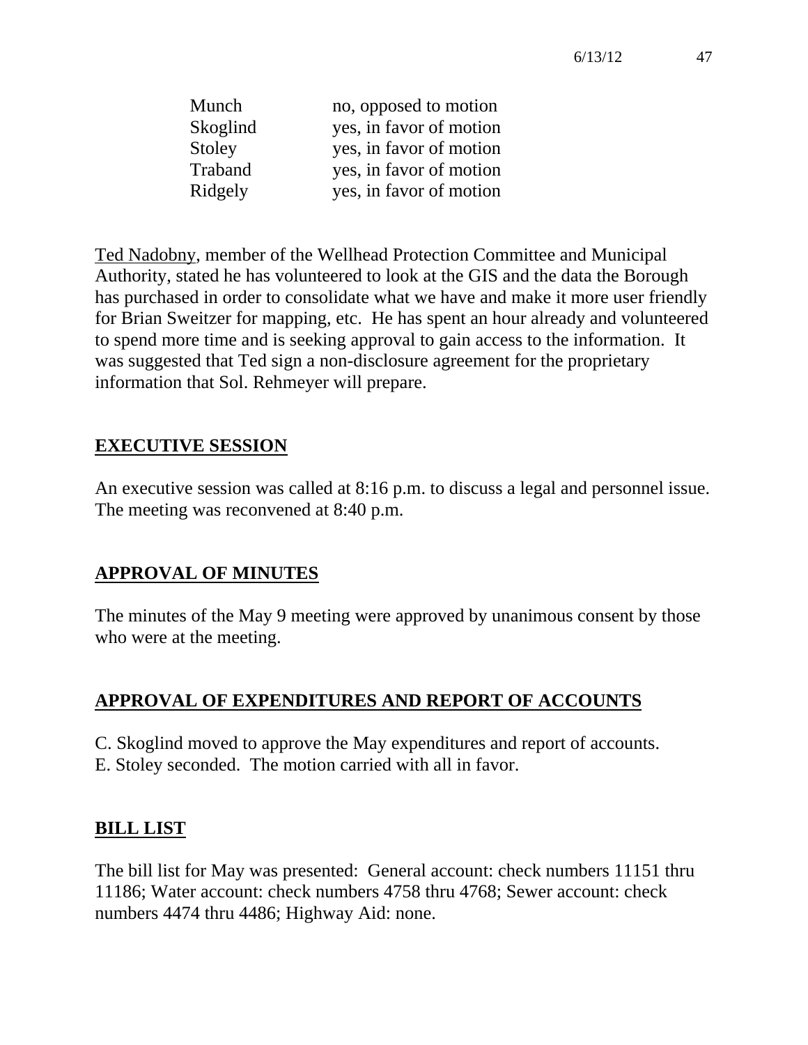| | |
|---|---|
| Munch | no, opposed to motion |
| Skoglind | yes, in favor of motion |
| Stoley | yes, in favor of motion |
| Traband | yes, in favor of motion |
| Ridgely | yes, in favor of motion |

Ted Nadobny, member of the Wellhead Protection Committee and Municipal Authority, stated he has volunteered to look at the GIS and the data the Borough has purchased in order to consolidate what we have and make it more user friendly for Brian Sweitzer for mapping, etc. He has spent an hour already and volunteered to spend more time and is seeking approval to gain access to the information. It was suggested that Ted sign a non-disclosure agreement for the proprietary information that Sol. Rehmeyer will prepare.

## EXECUTIVE SESSION

An executive session was called at 8:16 p.m. to discuss a legal and personnel issue. The meeting was reconvened at 8:40 p.m.

## APPROVAL OF MINUTES

The minutes of the May 9 meeting were approved by unanimous consent by those who were at the meeting.

## APPROVAL OF EXPENDITURES AND REPORT OF ACCOUNTS

C. Skoglind moved to approve the May expenditures and report of accounts.
E. Stoley seconded. The motion carried with all in favor.

## BILL LIST

The bill list for May was presented: General account: check numbers 11151 thru 11186; Water account: check numbers 4758 thru 4768; Sewer account: check numbers 4474 thru 4486; Highway Aid: none.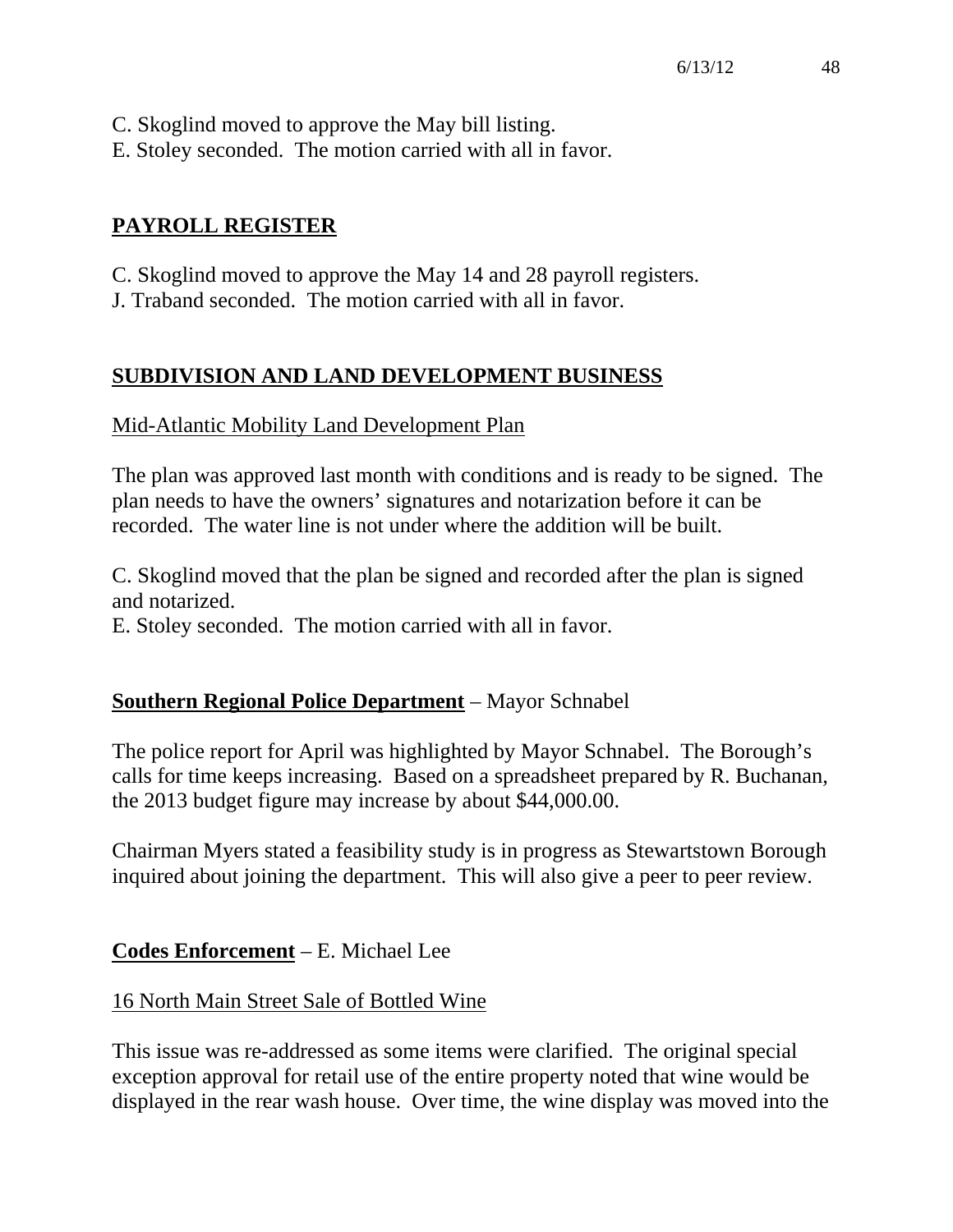C. Skoglind moved to approve the May bill listing.
E. Stoley seconded. The motion carried with all in favor.

## PAYROLL REGISTER

C. Skoglind moved to approve the May 14 and 28 payroll registers.
J. Traband seconded. The motion carried with all in favor.

## SUBDIVISION AND LAND DEVELOPMENT BUSINESS

### Mid-Atlantic Mobility Land Development Plan

The plan was approved last month with conditions and is ready to be signed. The plan needs to have the owners' signatures and notarization before it can be recorded. The water line is not under where the addition will be built.

C. Skoglind moved that the plan be signed and recorded after the plan is signed and notarized.
E. Stoley seconded. The motion carried with all in favor.

## Southern Regional Police Department – Mayor Schnabel

The police report for April was highlighted by Mayor Schnabel. The Borough's calls for time keeps increasing. Based on a spreadsheet prepared by R. Buchanan, the 2013 budget figure may increase by about $44,000.00.

Chairman Myers stated a feasibility study is in progress as Stewartstown Borough inquired about joining the department. This will also give a peer to peer review.

## Codes Enforcement – E. Michael Lee

### 16 North Main Street Sale of Bottled Wine

This issue was re-addressed as some items were clarified. The original special exception approval for retail use of the entire property noted that wine would be displayed in the rear wash house. Over time, the wine display was moved into the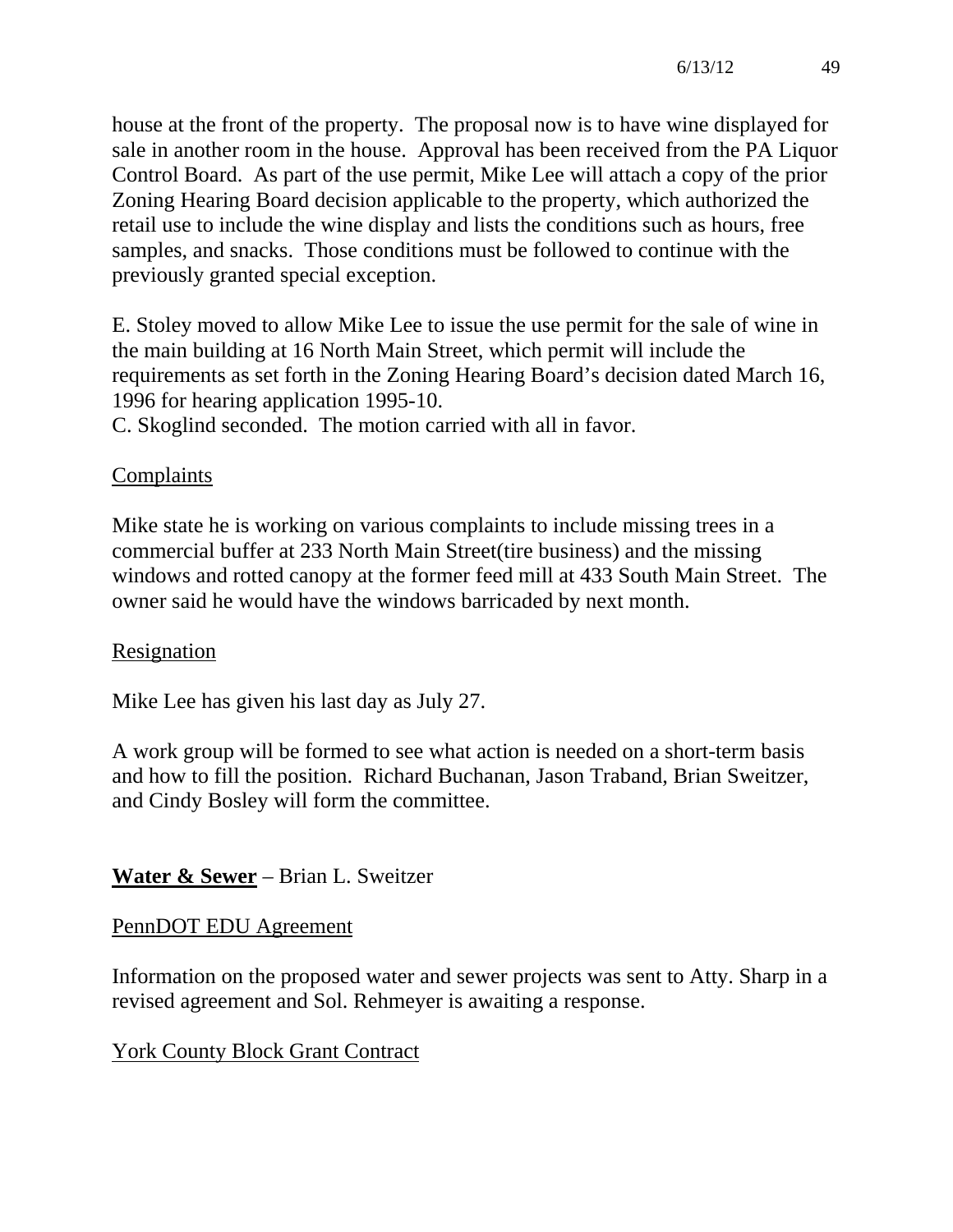house at the front of the property. The proposal now is to have wine displayed for sale in another room in the house. Approval has been received from the PA Liquor Control Board. As part of the use permit, Mike Lee will attach a copy of the prior Zoning Hearing Board decision applicable to the property, which authorized the retail use to include the wine display and lists the conditions such as hours, free samples, and snacks. Those conditions must be followed to continue with the previously granted special exception.

E. Stoley moved to allow Mike Lee to issue the use permit for the sale of wine in the main building at 16 North Main Street, which permit will include the requirements as set forth in the Zoning Hearing Board's decision dated March 16, 1996 for hearing application 1995-10.
C. Skoglind seconded. The motion carried with all in favor.

<u>Complaints</u>

Mike state he is working on various complaints to include missing trees in a commercial buffer at 233 North Main Street(tire business) and the missing windows and rotted canopy at the former feed mill at 433 South Main Street. The owner said he would have the windows barricaded by next month.

<u>Resignation</u>

Mike Lee has given his last day as July 27.

A work group will be formed to see what action is needed on a short-term basis and how to fill the position. Richard Buchanan, Jason Traband, Brian Sweitzer, and Cindy Bosley will form the committee.

**<u>Water & Sewer</u>** – Brian L. Sweitzer

<u>PennDOT EDU Agreement</u>

Information on the proposed water and sewer projects was sent to Atty. Sharp in a revised agreement and Sol. Rehmeyer is awaiting a response.

<u>York County Block Grant Contract</u>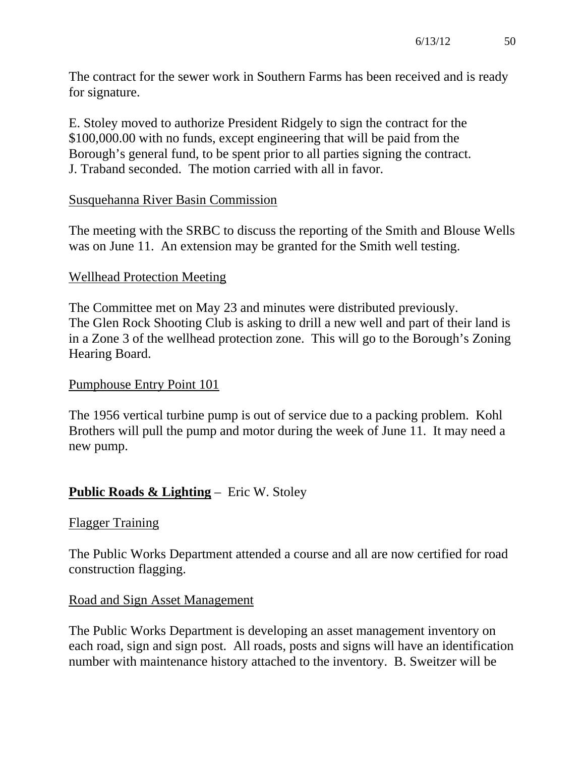The contract for the sewer work in Southern Farms has been received and is ready for signature.

E. Stoley moved to authorize President Ridgely to sign the contract for the $100,000.00 with no funds, except engineering that will be paid from the Borough's general fund, to be spent prior to all parties signing the contract. J. Traband seconded. The motion carried with all in favor.

Susquehanna River Basin Commission

The meeting with the SRBC to discuss the reporting of the Smith and Blouse Wells was on June 11. An extension may be granted for the Smith well testing.

Wellhead Protection Meeting

The Committee met on May 23 and minutes were distributed previously. The Glen Rock Shooting Club is asking to drill a new well and part of their land is in a Zone 3 of the wellhead protection zone. This will go to the Borough's Zoning Hearing Board.

Pumphouse Entry Point 101

The 1956 vertical turbine pump is out of service due to a packing problem. Kohl Brothers will pull the pump and motor during the week of June 11. It may need a new pump.

**Public Roads & Lighting** – Eric W. Stoley

Flagger Training

The Public Works Department attended a course and all are now certified for road construction flagging.

Road and Sign Asset Management

The Public Works Department is developing an asset management inventory on each road, sign and sign post. All roads, posts and signs will have an identification number with maintenance history attached to the inventory. B. Sweitzer will be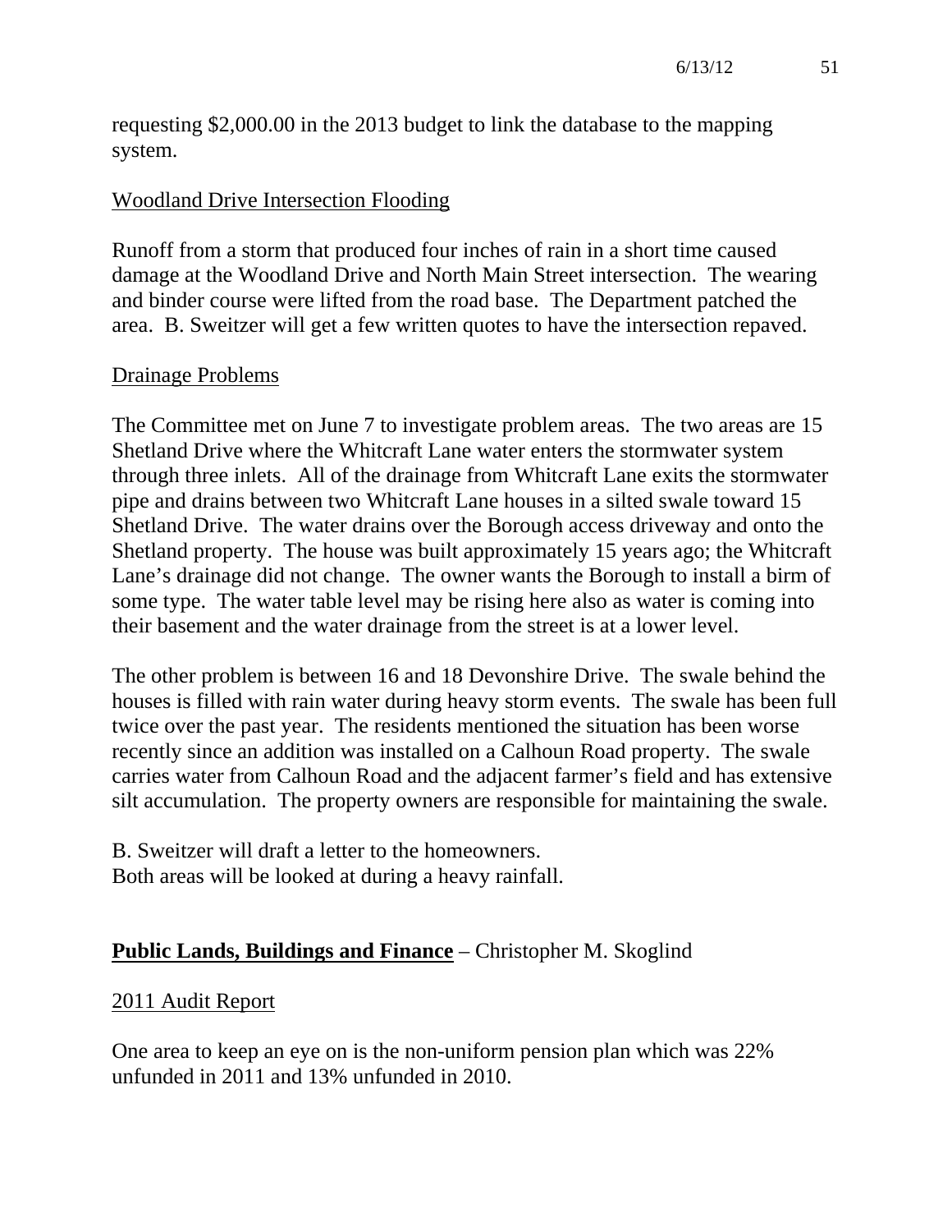requesting $2,000.00 in the 2013 budget to link the database to the mapping system.

Woodland Drive Intersection Flooding

Runoff from a storm that produced four inches of rain in a short time caused damage at the Woodland Drive and North Main Street intersection. The wearing and binder course were lifted from the road base. The Department patched the area. B. Sweitzer will get a few written quotes to have the intersection repaved.

Drainage Problems

The Committee met on June 7 to investigate problem areas. The two areas are 15 Shetland Drive where the Whitcraft Lane water enters the stormwater system through three inlets. All of the drainage from Whitcraft Lane exits the stormwater pipe and drains between two Whitcraft Lane houses in a silted swale toward 15 Shetland Drive. The water drains over the Borough access driveway and onto the Shetland property. The house was built approximately 15 years ago; the Whitcraft Lane's drainage did not change. The owner wants the Borough to install a birm of some type. The water table level may be rising here also as water is coming into their basement and the water drainage from the street is at a lower level.

The other problem is between 16 and 18 Devonshire Drive. The swale behind the houses is filled with rain water during heavy storm events. The swale has been full twice over the past year. The residents mentioned the situation has been worse recently since an addition was installed on a Calhoun Road property. The swale carries water from Calhoun Road and the adjacent farmer's field and has extensive silt accumulation. The property owners are responsible for maintaining the swale.

B. Sweitzer will draft a letter to the homeowners.
Both areas will be looked at during a heavy rainfall.

**Public Lands, Buildings and Finance** – Christopher M. Skoglind

2011 Audit Report

One area to keep an eye on is the non-uniform pension plan which was 22% unfunded in 2011 and 13% unfunded in 2010.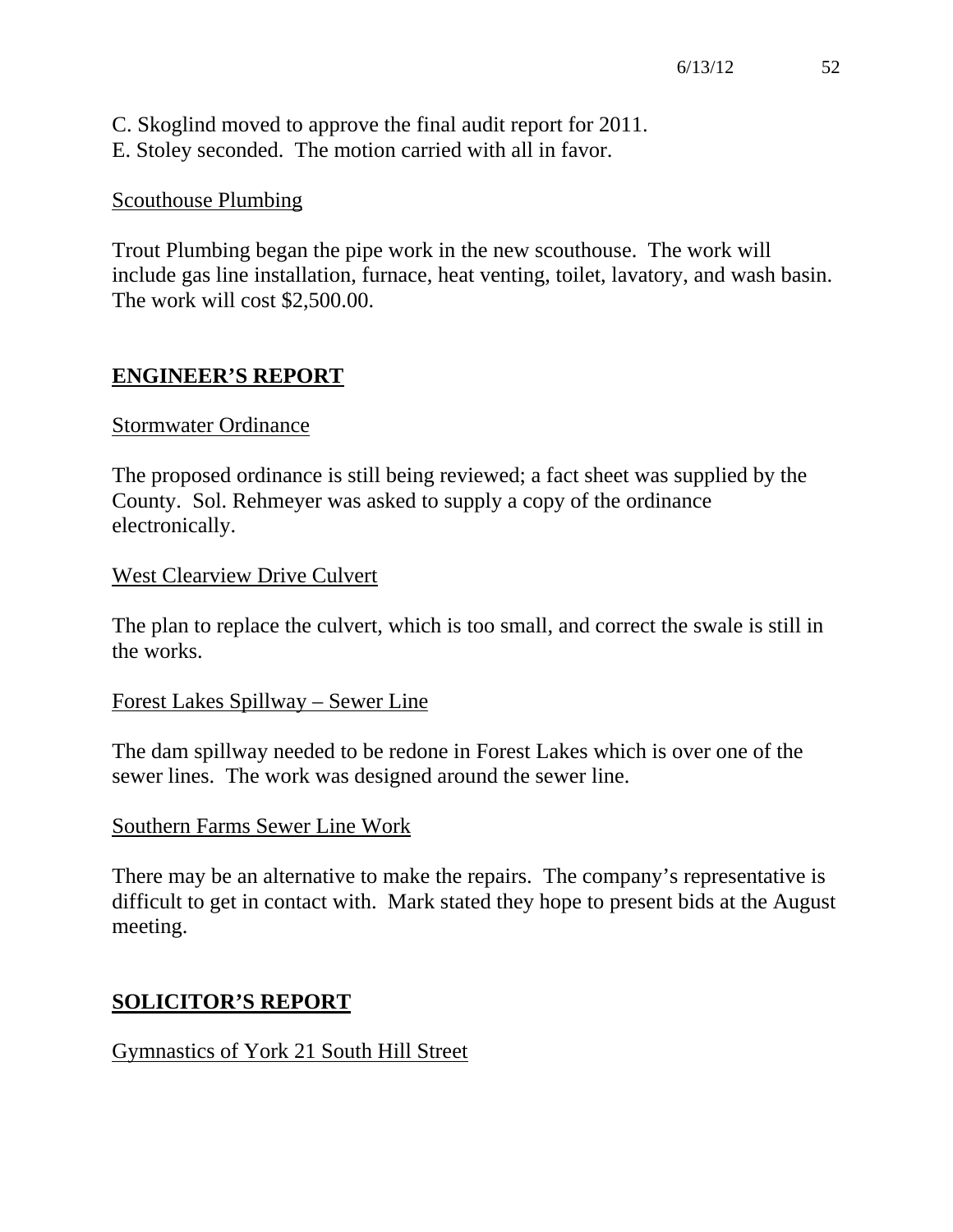C. Skoglind moved to approve the final audit report for 2011.
E. Stoley seconded. The motion carried with all in favor.

Scouthouse Plumbing

Trout Plumbing began the pipe work in the new scouthouse. The work will include gas line installation, furnace, heat venting, toilet, lavatory, and wash basin. The work will cost $2,500.00.

## ENGINEER'S REPORT

Stormwater Ordinance

The proposed ordinance is still being reviewed; a fact sheet was supplied by the County. Sol. Rehmeyer was asked to supply a copy of the ordinance electronically.

West Clearview Drive Culvert

The plan to replace the culvert, which is too small, and correct the swale is still in the works.

Forest Lakes Spillway – Sewer Line

The dam spillway needed to be redone in Forest Lakes which is over one of the sewer lines. The work was designed around the sewer line.

Southern Farms Sewer Line Work

There may be an alternative to make the repairs. The company's representative is difficult to get in contact with. Mark stated they hope to present bids at the August meeting.

## SOLICITOR'S REPORT

Gymnastics of York 21 South Hill Street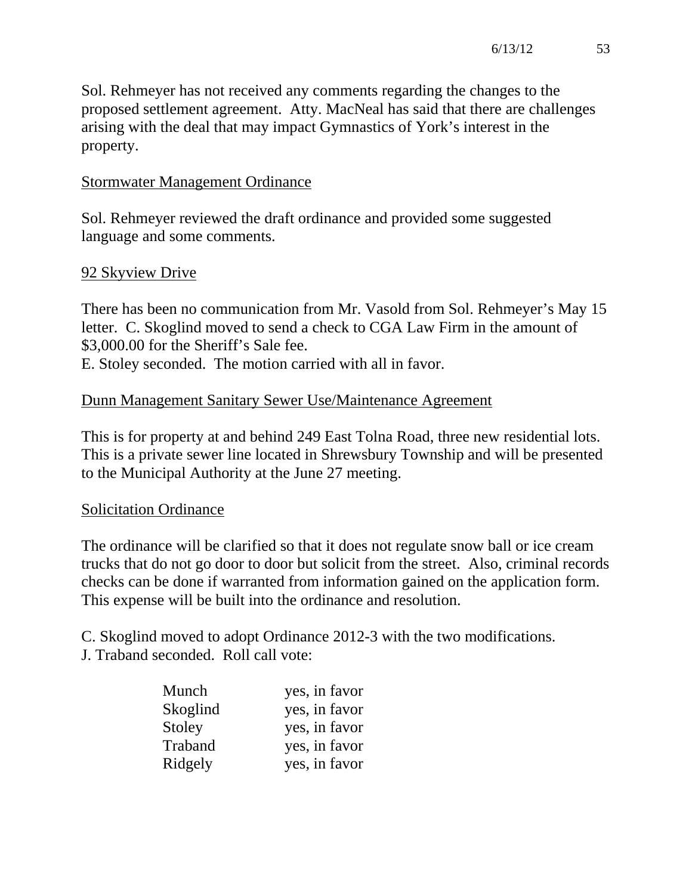Sol. Rehmeyer has not received any comments regarding the changes to the proposed settlement agreement. Atty. MacNeal has said that there are challenges arising with the deal that may impact Gymnastics of York's interest in the property.

Stormwater Management Ordinance

Sol. Rehmeyer reviewed the draft ordinance and provided some suggested language and some comments.

92 Skyview Drive

There has been no communication from Mr. Vasold from Sol. Rehmeyer's May 15 letter. C. Skoglind moved to send a check to CGA Law Firm in the amount of $3,000.00 for the Sheriff's Sale fee.
E. Stoley seconded. The motion carried with all in favor.

Dunn Management Sanitary Sewer Use/Maintenance Agreement

This is for property at and behind 249 East Tolna Road, three new residential lots. This is a private sewer line located in Shrewsbury Township and will be presented to the Municipal Authority at the June 27 meeting.

Solicitation Ordinance

The ordinance will be clarified so that it does not regulate snow ball or ice cream trucks that do not go door to door but solicit from the street. Also, criminal records checks can be done if warranted from information gained on the application form. This expense will be built into the ordinance and resolution.

C. Skoglind moved to adopt Ordinance 2012-3 with the two modifications.
J. Traband seconded. Roll call vote:

| | |
|---|---|
| Munch | yes, in favor |
| Skoglind | yes, in favor |
| Stoley | yes, in favor |
| Traband | yes, in favor |
| Ridgely | yes, in favor |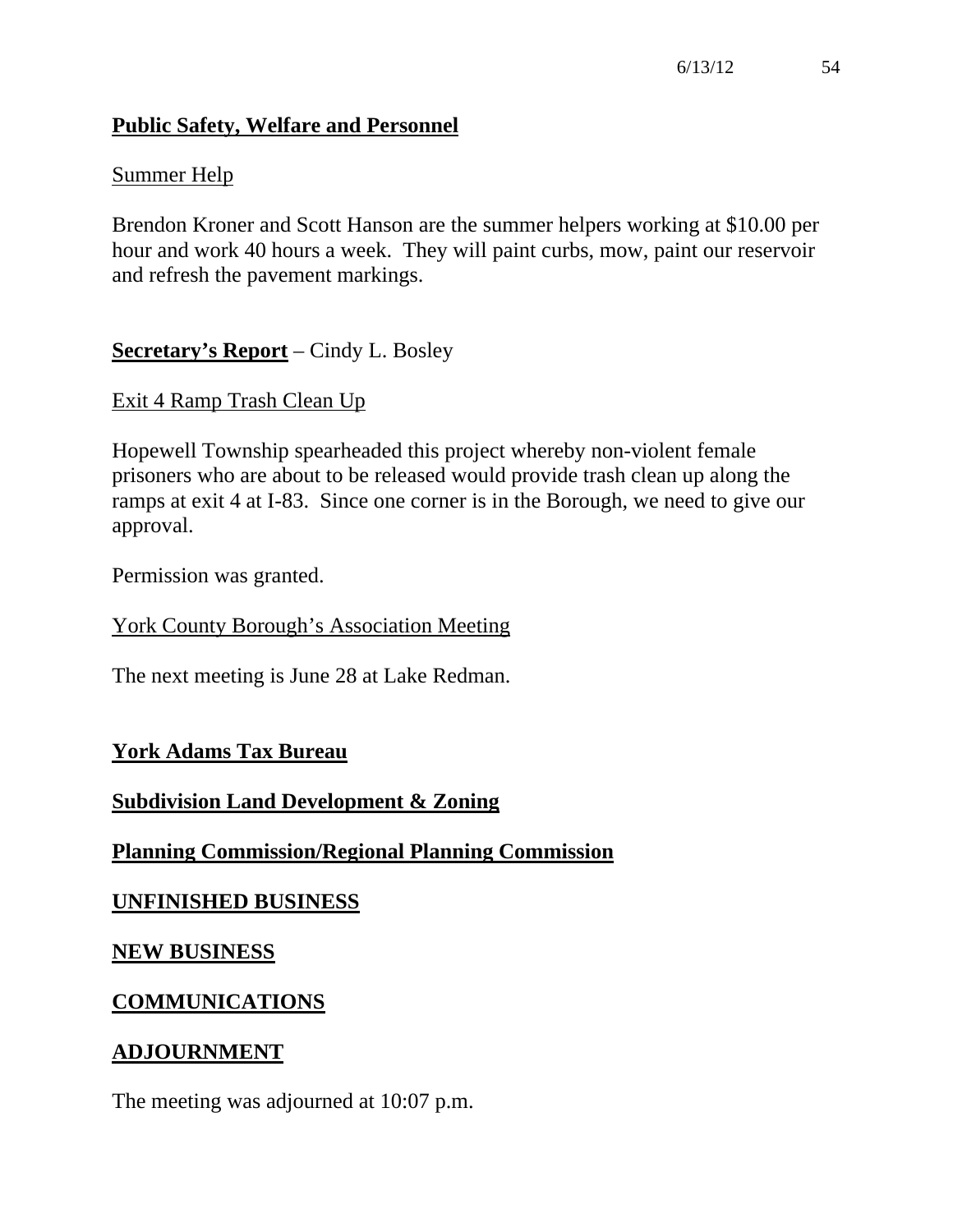## Public Safety, Welfare and Personnel

Summer Help

Brendon Kroner and Scott Hanson are the summer helpers working at $10.00 per hour and work 40 hours a week. They will paint curbs, mow, paint our reservoir and refresh the pavement markings.

## Secretary's Report – Cindy L. Bosley

Exit 4 Ramp Trash Clean Up

Hopewell Township spearheaded this project whereby non-violent female prisoners who are about to be released would provide trash clean up along the ramps at exit 4 at I-83. Since one corner is in the Borough, we need to give our approval.

Permission was granted.

York County Borough's Association Meeting

The next meeting is June 28 at Lake Redman.

## York Adams Tax Bureau

## Subdivision Land Development & Zoning

## Planning Commission/Regional Planning Commission

## UNFINISHED BUSINESS

## NEW BUSINESS

## COMMUNICATIONS

## ADJOURNMENT

The meeting was adjourned at 10:07 p.m.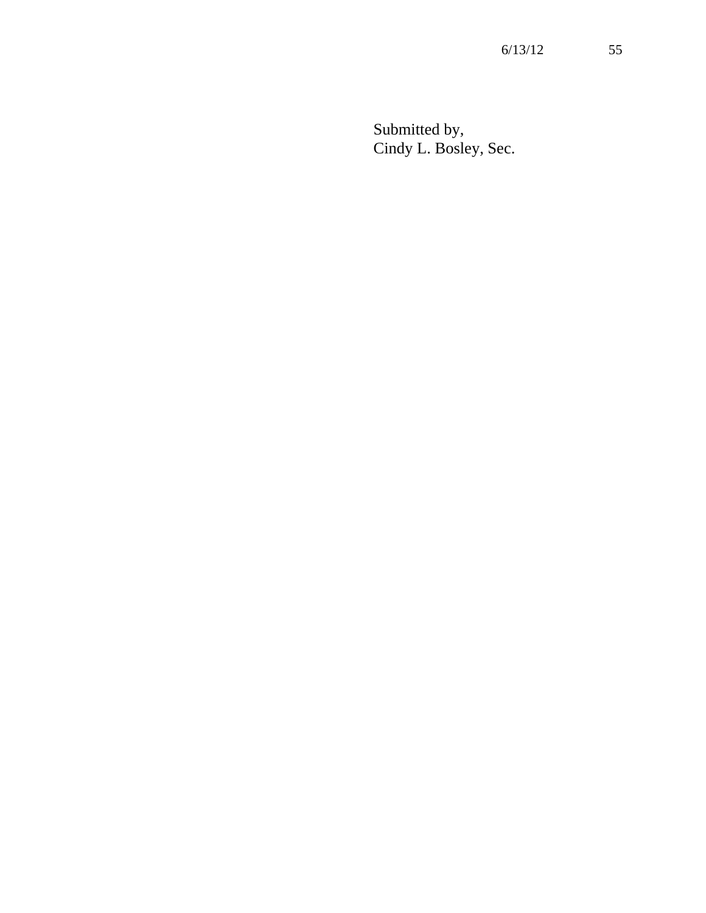Submitted by,
Cindy L. Bosley, Sec.